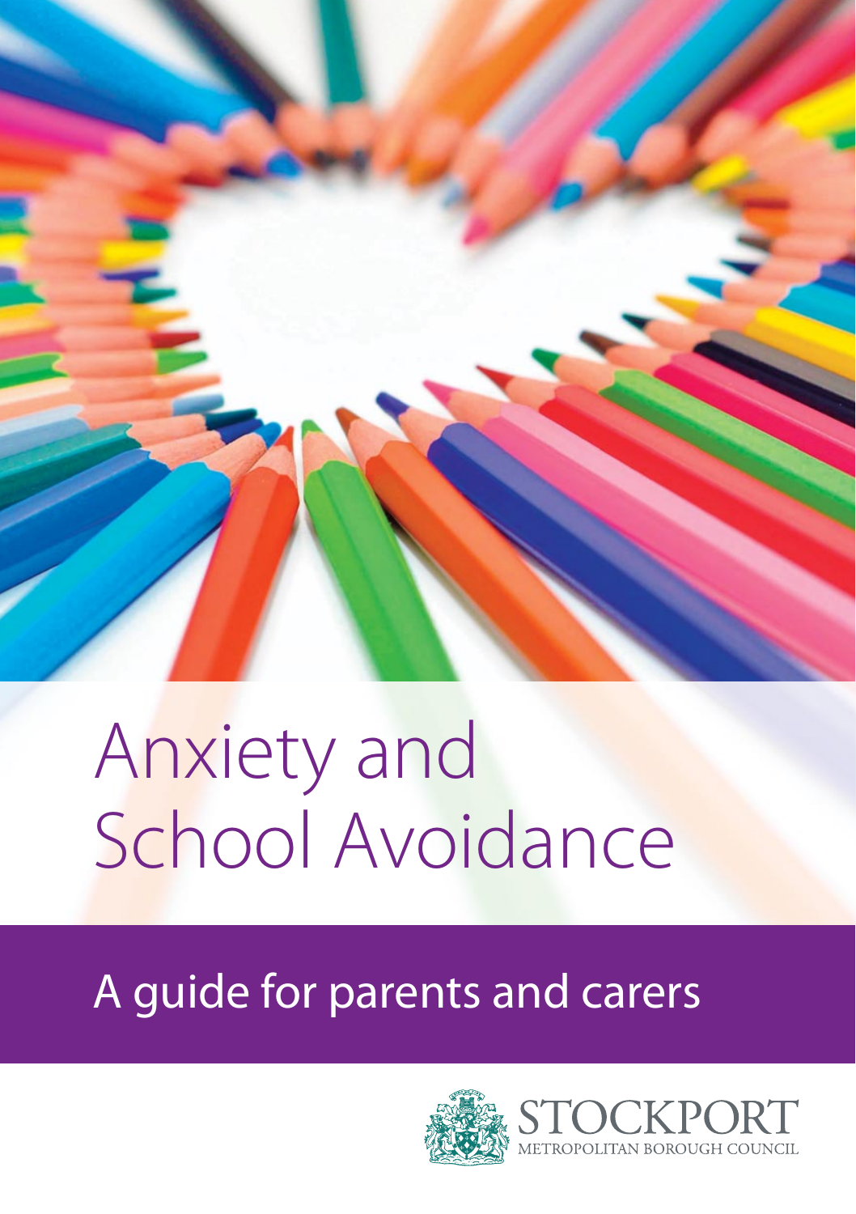# Anxiety and School Avoidance

## A guide for parents and carers

STOCKPORT
METROPOLITAN BOROUGH COUNCIL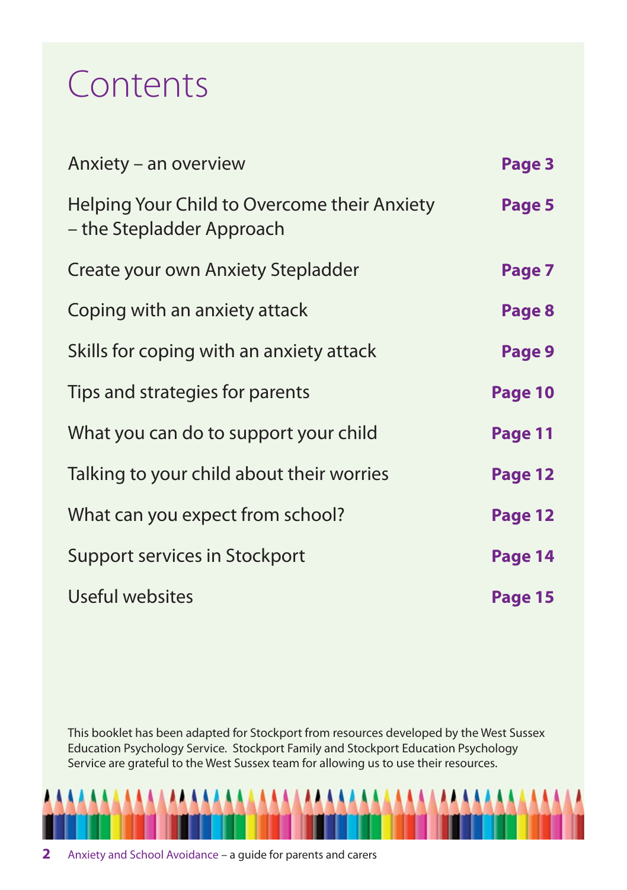# Contents

| | |
|---|---|
| Anxiety – an overview | **Page 3** |
| Helping Your Child to Overcome their Anxiety – the Stepladder Approach | **Page 5** |
| Create your own Anxiety Stepladder | **Page 7** |
| Coping with an anxiety attack | **Page 8** |
| Skills for coping with an anxiety attack | **Page 9** |
| Tips and strategies for parents | **Page 10** |
| What you can do to support your child | **Page 11** |
| Talking to your child about their worries | **Page 12** |
| What can you expect from school? | **Page 12** |
| Support services in Stockport | **Page 14** |
| Useful websites | **Page 15** |

This booklet has been adapted for Stockport from resources developed by the West Sussex Education Psychology Service. Stockport Family and Stockport Education Psychology Service are grateful to the West Sussex team for allowing us to use their resources.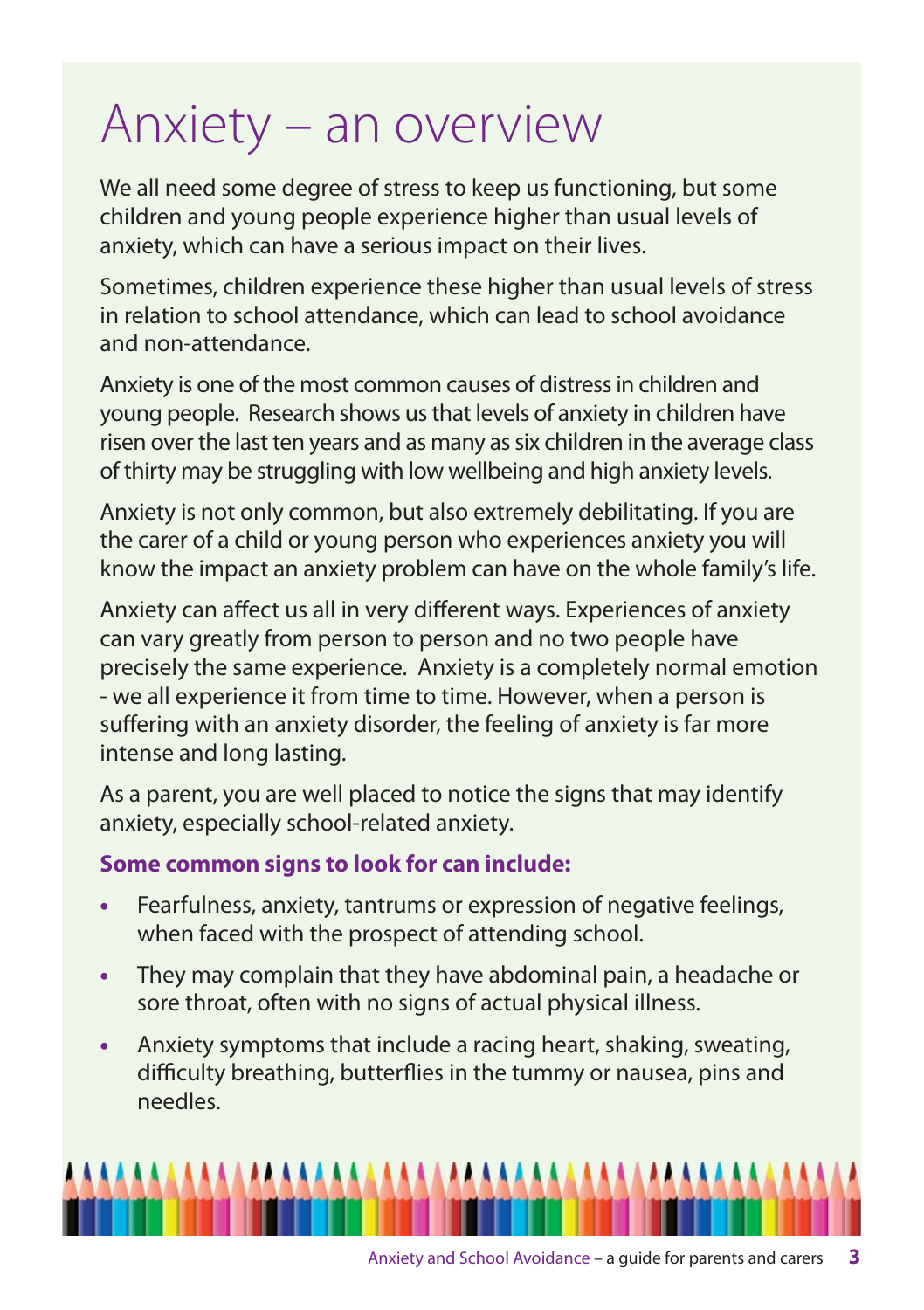# Anxiety – an overview

We all need some degree of stress to keep us functioning, but some children and young people experience higher than usual levels of anxiety, which can have a serious impact on their lives.

Sometimes, children experience these higher than usual levels of stress in relation to school attendance, which can lead to school avoidance and non-attendance.

Anxiety is one of the most common causes of distress in children and young people. Research shows us that levels of anxiety in children have risen over the last ten years and as many as six children in the average class of thirty may be struggling with low wellbeing and high anxiety levels.

Anxiety is not only common, but also extremely debilitating. If you are the carer of a child or young person who experiences anxiety you will know the impact an anxiety problem can have on the whole family's life.

Anxiety can affect us all in very different ways. Experiences of anxiety can vary greatly from person to person and no two people have precisely the same experience. Anxiety is a completely normal emotion - we all experience it from time to time. However, when a person is suffering with an anxiety disorder, the feeling of anxiety is far more intense and long lasting.

As a parent, you are well placed to notice the signs that may identify anxiety, especially school-related anxiety.

**Some common signs to look for can include:**

- Fearfulness, anxiety, tantrums or expression of negative feelings, when faced with the prospect of attending school.
- They may complain that they have abdominal pain, a headache or sore throat, often with no signs of actual physical illness.
- Anxiety symptoms that include a racing heart, shaking, sweating, difficulty breathing, butterflies in the tummy or nausea, pins and needles.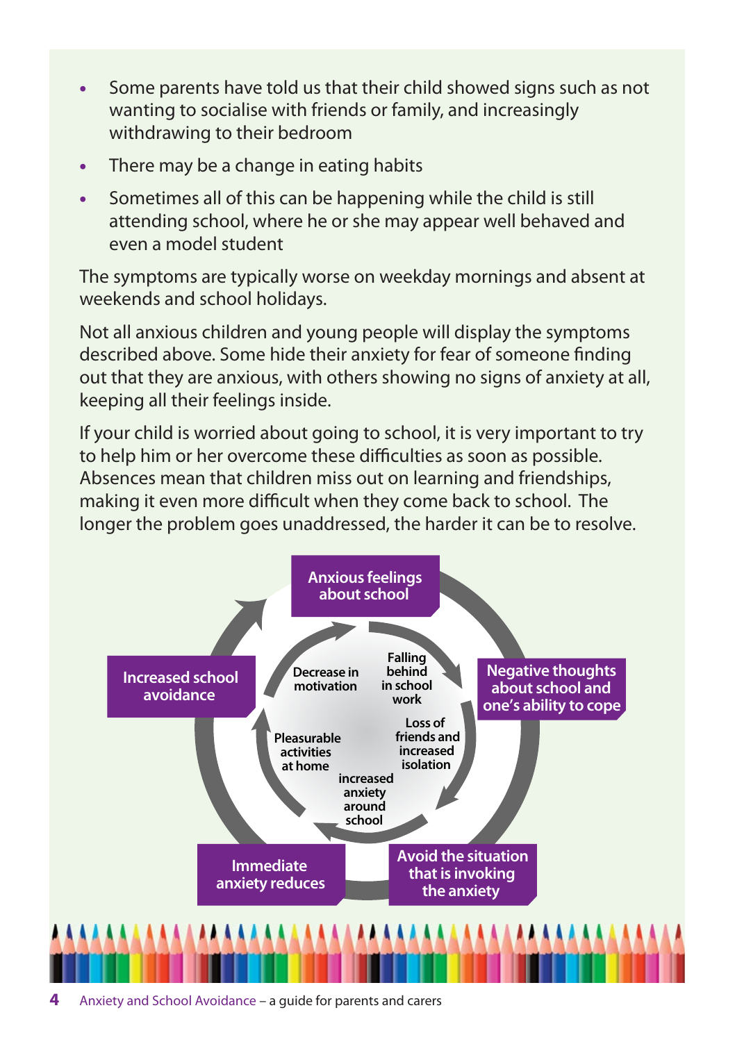- Some parents have told us that their child showed signs such as not wanting to socialise with friends or family, and increasingly withdrawing to their bedroom
- There may be a change in eating habits
- Sometimes all of this can be happening while the child is still attending school, where he or she may appear well behaved and even a model student

The symptoms are typically worse on weekday mornings and absent at weekends and school holidays.

Not all anxious children and young people will display the symptoms described above. Some hide their anxiety for fear of someone finding out that they are anxious, with others showing no signs of anxiety at all, keeping all their feelings inside.

If your child is worried about going to school, it is very important to try to help him or her overcome these difficulties as soon as possible. Absences mean that children miss out on learning and friendships, making it even more difficult when they come back to school. The longer the problem goes unaddressed, the harder it can be to resolve.

Anxious feelings about school

Negative thoughts about school and one's ability to cope

Avoid the situation that is invoking the anxiety

Immediate anxiety reduces

Increased school avoidance

Falling behind in school work

Loss of friends and increased isolation

increased anxiety around school

Pleasurable activities at home

Decrease in motivation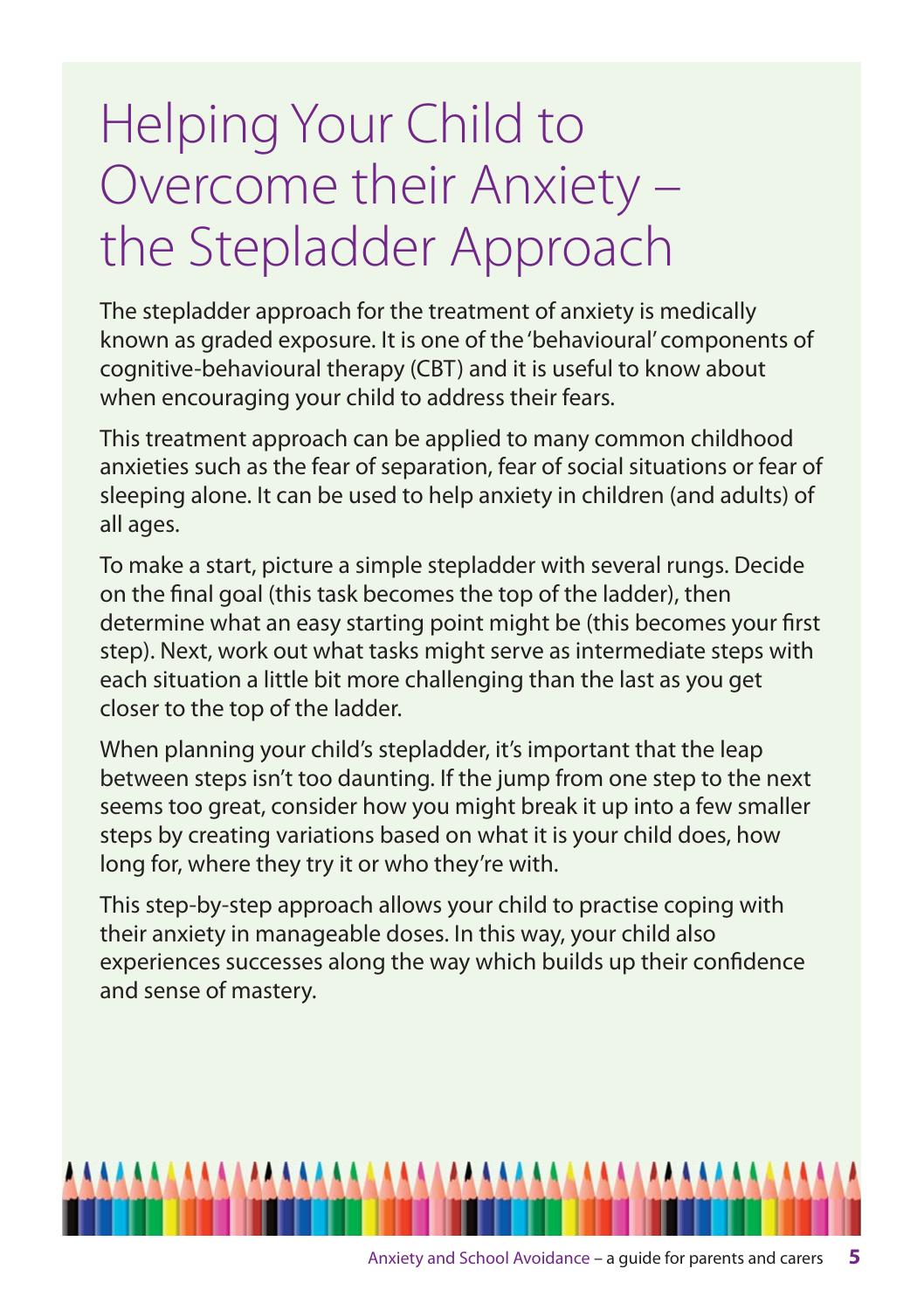# Helping Your Child to Overcome their Anxiety – the Stepladder Approach

The stepladder approach for the treatment of anxiety is medically known as graded exposure. It is one of the 'behavioural' components of cognitive-behavioural therapy (CBT) and it is useful to know about when encouraging your child to address their fears.

This treatment approach can be applied to many common childhood anxieties such as the fear of separation, fear of social situations or fear of sleeping alone. It can be used to help anxiety in children (and adults) of all ages.

To make a start, picture a simple stepladder with several rungs. Decide on the final goal (this task becomes the top of the ladder), then determine what an easy starting point might be (this becomes your first step). Next, work out what tasks might serve as intermediate steps with each situation a little bit more challenging than the last as you get closer to the top of the ladder.

When planning your child's stepladder, it's important that the leap between steps isn't too daunting. If the jump from one step to the next seems too great, consider how you might break it up into a few smaller steps by creating variations based on what it is your child does, how long for, where they try it or who they're with.

This step-by-step approach allows your child to practise coping with their anxiety in manageable doses. In this way, your child also experiences successes along the way which builds up their confidence and sense of mastery.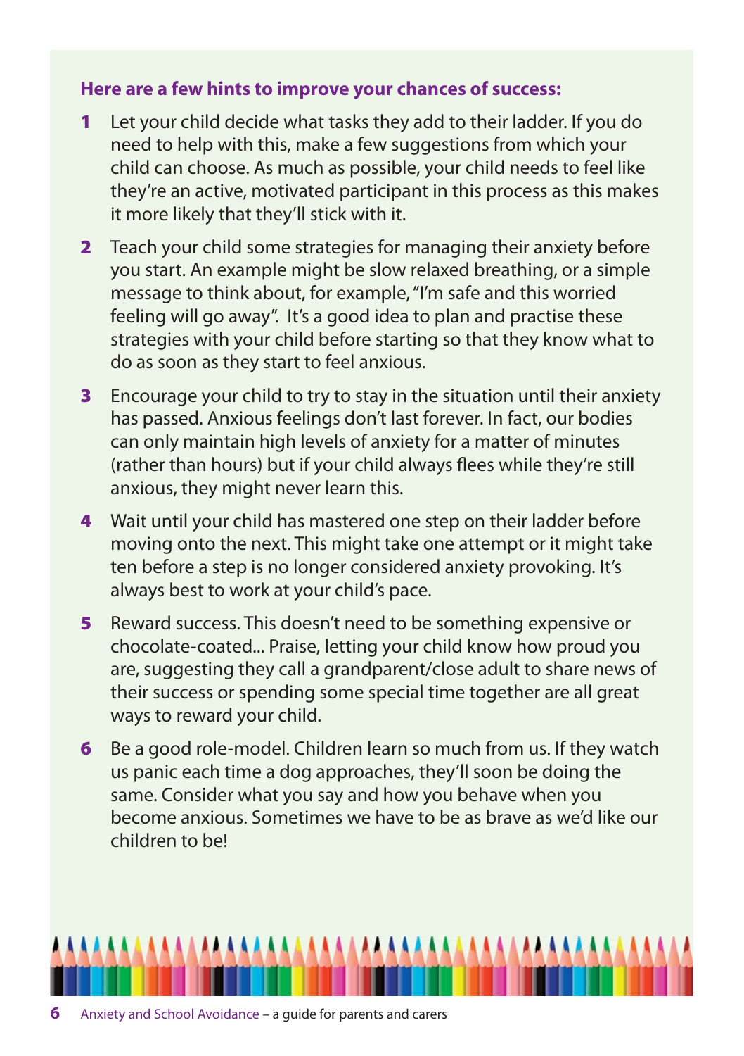**Here are a few hints to improve your chances of success:**

1. Let your child decide what tasks they add to their ladder. If you do need to help with this, make a few suggestions from which your child can choose. As much as possible, your child needs to feel like they're an active, motivated participant in this process as this makes it more likely that they'll stick with it.

2. Teach your child some strategies for managing their anxiety before you start. An example might be slow relaxed breathing, or a simple message to think about, for example, "I'm safe and this worried feeling will go away". It's a good idea to plan and practise these strategies with your child before starting so that they know what to do as soon as they start to feel anxious.

3. Encourage your child to try to stay in the situation until their anxiety has passed. Anxious feelings don't last forever. In fact, our bodies can only maintain high levels of anxiety for a matter of minutes (rather than hours) but if your child always flees while they're still anxious, they might never learn this.

4. Wait until your child has mastered one step on their ladder before moving onto the next. This might take one attempt or it might take ten before a step is no longer considered anxiety provoking. It's always best to work at your child's pace.

5. Reward success. This doesn't need to be something expensive or chocolate-coated... Praise, letting your child know how proud you are, suggesting they call a grandparent/close adult to share news of their success or spending some special time together are all great ways to reward your child.

6. Be a good role-model. Children learn so much from us. If they watch us panic each time a dog approaches, they'll soon be doing the same. Consider what you say and how you behave when you become anxious. Sometimes we have to be as brave as we'd like our children to be!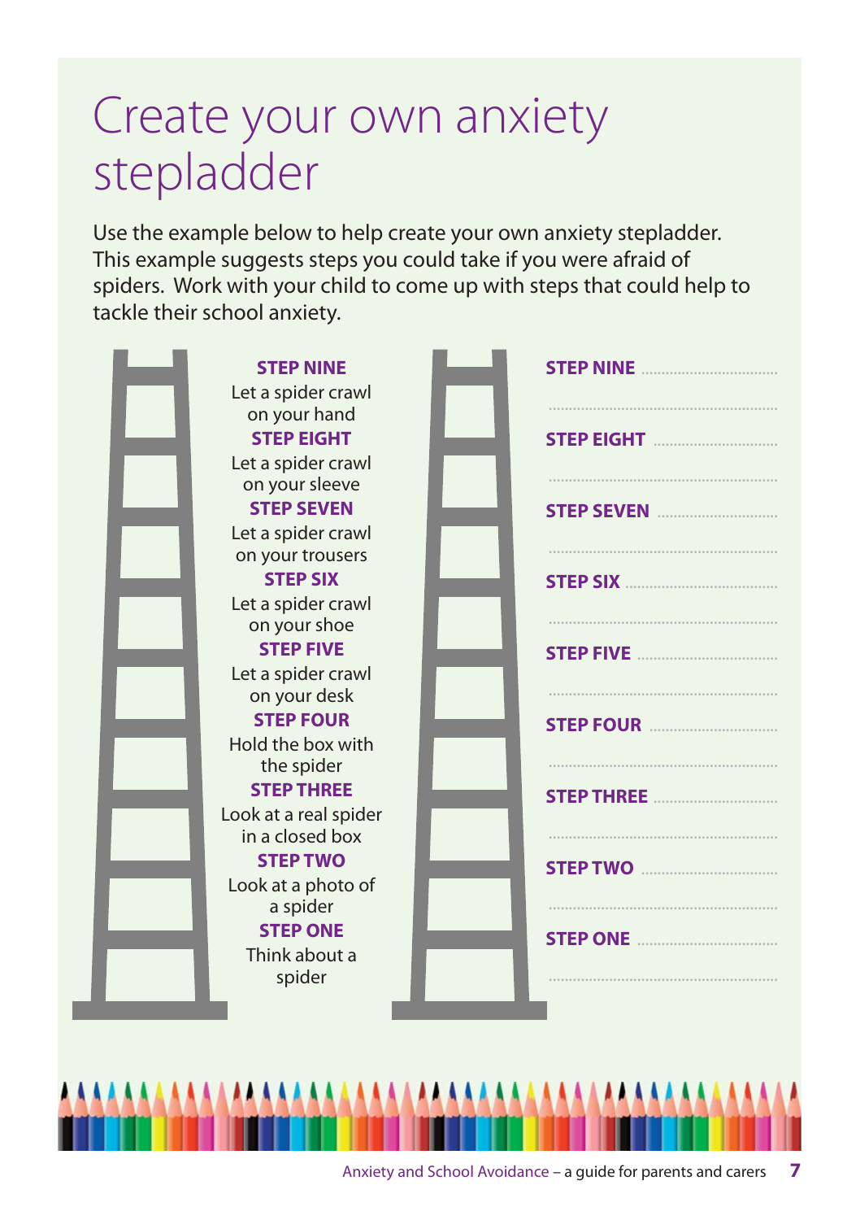# Create your own anxiety stepladder

Use the example below to help create your own anxiety stepladder. This example suggests steps you could take if you were afraid of spiders. Work with your child to come up with steps that could help to tackle their school anxiety.

**STEP NINE**
Let a spider crawl on your hand

**STEP EIGHT**
Let a spider crawl on your sleeve

**STEP SEVEN**
Let a spider crawl on your trousers

**STEP SIX**
Let a spider crawl on your shoe

**STEP FIVE**
Let a spider crawl on your desk

**STEP FOUR**
Hold the box with the spider

**STEP THREE**
Look at a real spider in a closed box

**STEP TWO**
Look at a photo of a spider

**STEP ONE**
Think about a spider

**STEP NINE** ..................................................

..................................................

**STEP EIGHT** ..................................................

..................................................

**STEP SEVEN** ..................................................

..................................................

**STEP SIX** ..................................................

..................................................

**STEP FIVE** ..................................................

..................................................

**STEP FOUR** ..................................................

..................................................

**STEP THREE** ..................................................

..................................................

**STEP TWO** ..................................................

..................................................

**STEP ONE** ..................................................

..................................................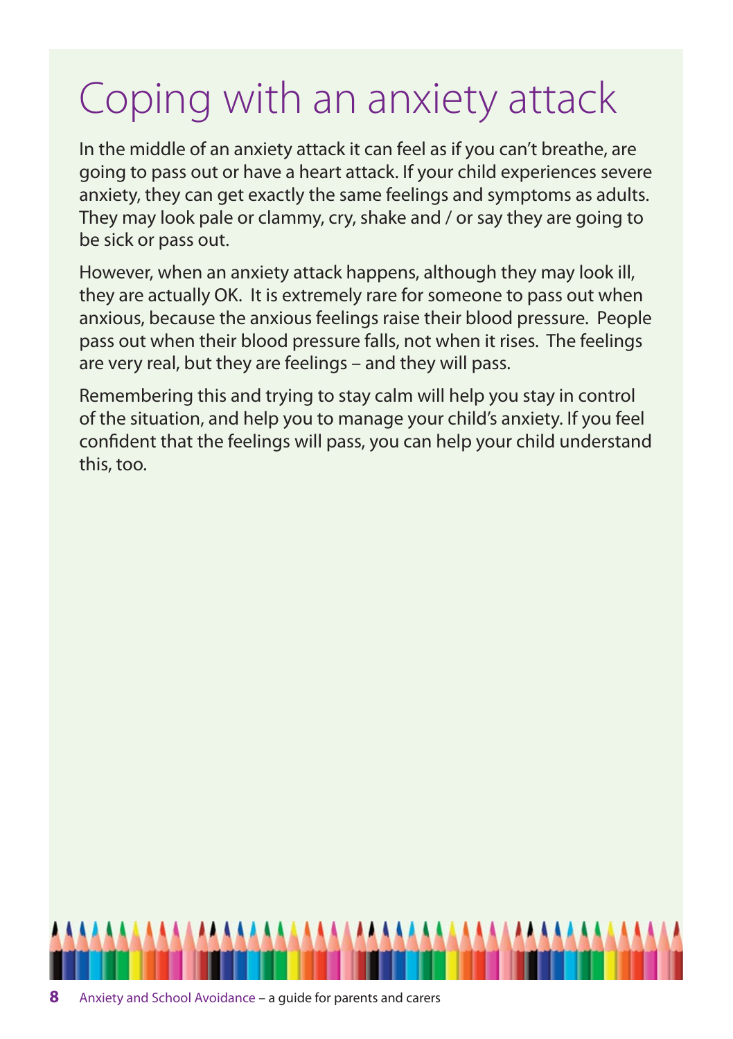# Coping with an anxiety attack

In the middle of an anxiety attack it can feel as if you can't breathe, are going to pass out or have a heart attack. If your child experiences severe anxiety, they can get exactly the same feelings and symptoms as adults. They may look pale or clammy, cry, shake and / or say they are going to be sick or pass out.

However, when an anxiety attack happens, although they may look ill, they are actually OK. It is extremely rare for someone to pass out when anxious, because the anxious feelings raise their blood pressure. People pass out when their blood pressure falls, not when it rises. The feelings are very real, but they are feelings – and they will pass.

Remembering this and trying to stay calm will help you stay in control of the situation, and help you to manage your child's anxiety. If you feel confident that the feelings will pass, you can help your child understand this, too.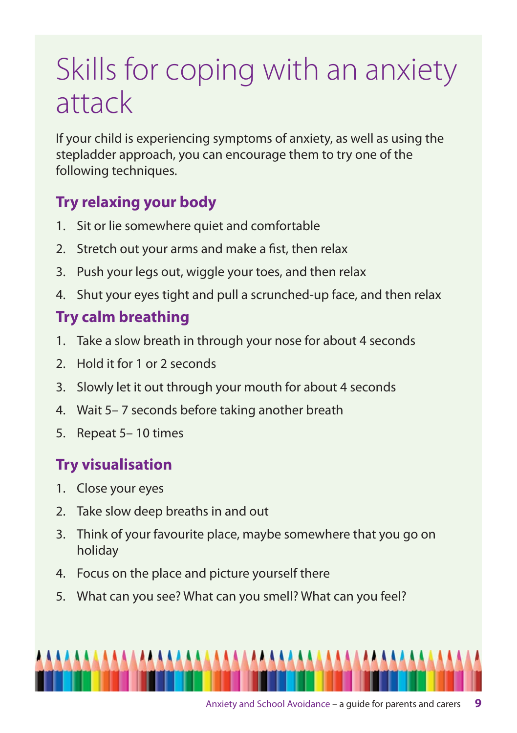# Skills for coping with an anxiety attack

If your child is experiencing symptoms of anxiety, as well as using the stepladder approach, you can encourage them to try one of the following techniques.

## Try relaxing your body

1. Sit or lie somewhere quiet and comfortable
2. Stretch out your arms and make a fist, then relax
3. Push your legs out, wiggle your toes, and then relax
4. Shut your eyes tight and pull a scrunched-up face, and then relax

## Try calm breathing

1. Take a slow breath in through your nose for about 4 seconds
2. Hold it for 1 or 2 seconds
3. Slowly let it out through your mouth for about 4 seconds
4. Wait 5– 7 seconds before taking another breath
5. Repeat 5– 10 times

## Try visualisation

1. Close your eyes
2. Take slow deep breaths in and out
3. Think of your favourite place, maybe somewhere that you go on holiday
4. Focus on the place and picture yourself there
5. What can you see? What can you smell? What can you feel?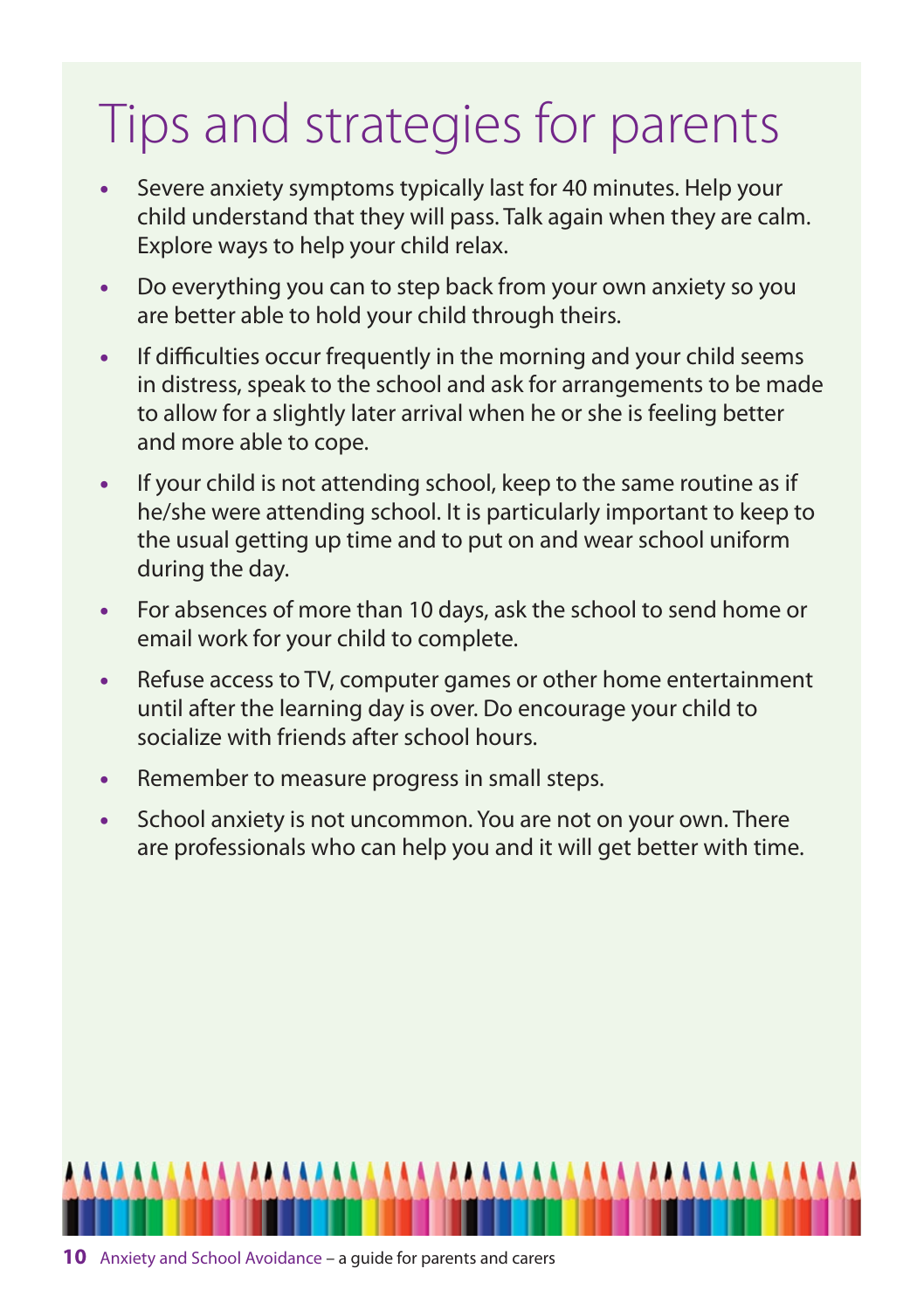# Tips and strategies for parents

- Severe anxiety symptoms typically last for 40 minutes. Help your child understand that they will pass. Talk again when they are calm. Explore ways to help your child relax.
- Do everything you can to step back from your own anxiety so you are better able to hold your child through theirs.
- If difficulties occur frequently in the morning and your child seems in distress, speak to the school and ask for arrangements to be made to allow for a slightly later arrival when he or she is feeling better and more able to cope.
- If your child is not attending school, keep to the same routine as if he/she were attending school. It is particularly important to keep to the usual getting up time and to put on and wear school uniform during the day.
- For absences of more than 10 days, ask the school to send home or email work for your child to complete.
- Refuse access to TV, computer games or other home entertainment until after the learning day is over. Do encourage your child to socialize with friends after school hours.
- Remember to measure progress in small steps.
- School anxiety is not uncommon. You are not on your own. There are professionals who can help you and it will get better with time.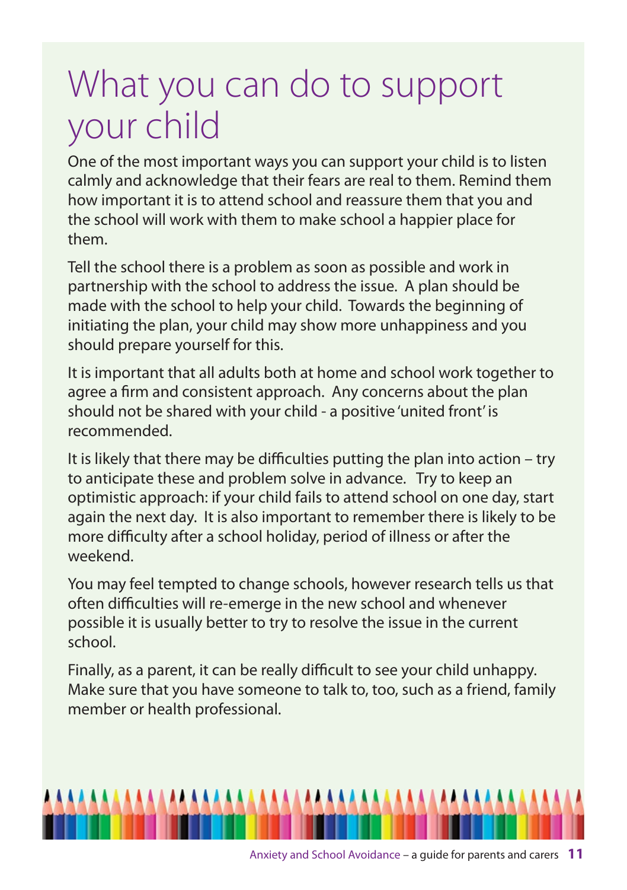# What you can do to support your child

One of the most important ways you can support your child is to listen calmly and acknowledge that their fears are real to them. Remind them how important it is to attend school and reassure them that you and the school will work with them to make school a happier place for them.

Tell the school there is a problem as soon as possible and work in partnership with the school to address the issue. A plan should be made with the school to help your child. Towards the beginning of initiating the plan, your child may show more unhappiness and you should prepare yourself for this.

It is important that all adults both at home and school work together to agree a firm and consistent approach. Any concerns about the plan should not be shared with your child - a positive 'united front' is recommended.

It is likely that there may be difficulties putting the plan into action – try to anticipate these and problem solve in advance. Try to keep an optimistic approach: if your child fails to attend school on one day, start again the next day. It is also important to remember there is likely to be more difficulty after a school holiday, period of illness or after the weekend.

You may feel tempted to change schools, however research tells us that often difficulties will re-emerge in the new school and whenever possible it is usually better to try to resolve the issue in the current school.

Finally, as a parent, it can be really difficult to see your child unhappy. Make sure that you have someone to talk to, too, such as a friend, family member or health professional.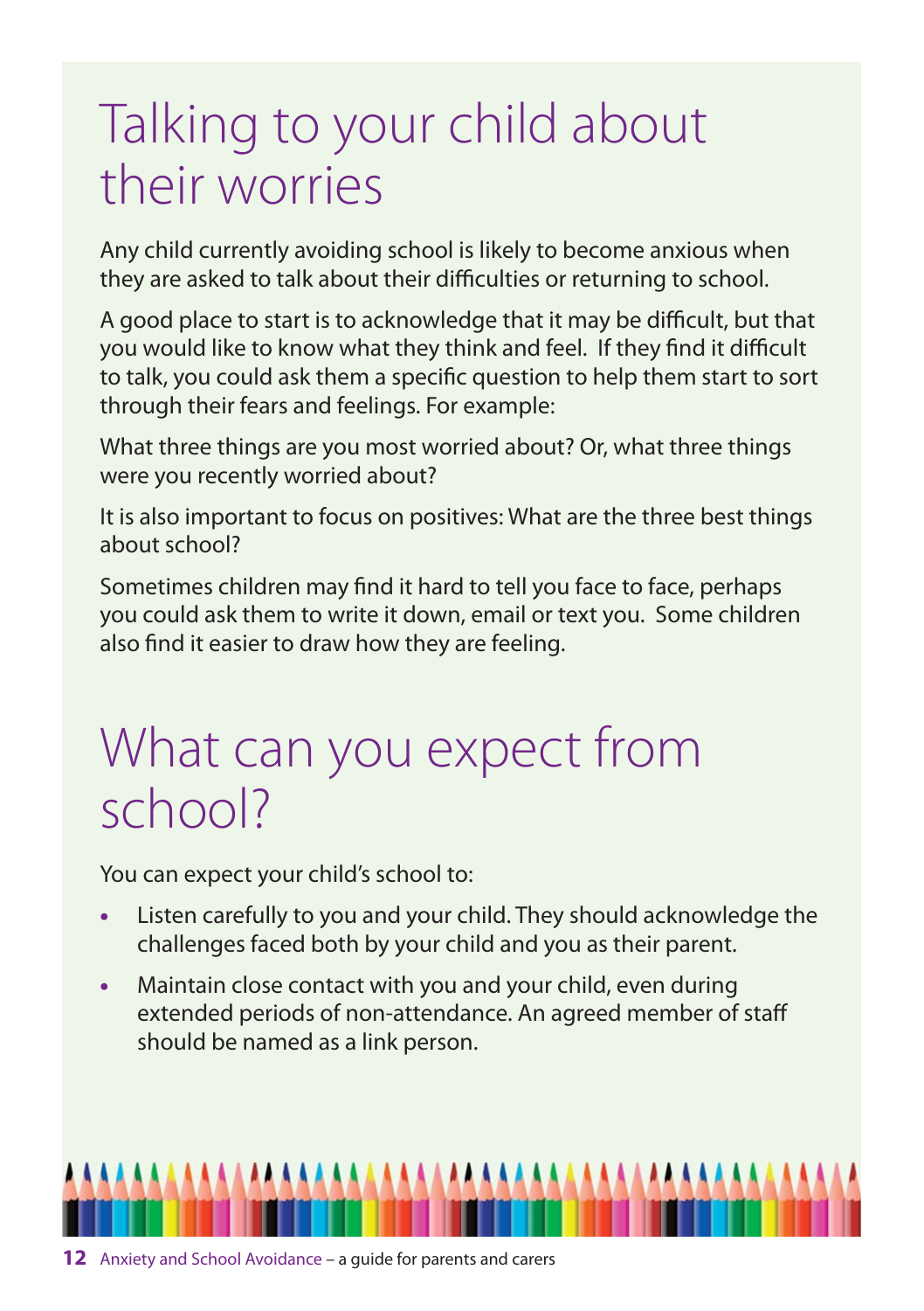# Talking to your child about their worries

Any child currently avoiding school is likely to become anxious when they are asked to talk about their difficulties or returning to school.

A good place to start is to acknowledge that it may be difficult, but that you would like to know what they think and feel. If they find it difficult to talk, you could ask them a specific question to help them start to sort through their fears and feelings. For example:

What three things are you most worried about? Or, what three things were you recently worried about?

It is also important to focus on positives: What are the three best things about school?

Sometimes children may find it hard to tell you face to face, perhaps you could ask them to write it down, email or text you. Some children also find it easier to draw how they are feeling.

# What can you expect from school?

You can expect your child's school to:

- Listen carefully to you and your child. They should acknowledge the challenges faced both by your child and you as their parent.
- Maintain close contact with you and your child, even during extended periods of non-attendance. An agreed member of staff should be named as a link person.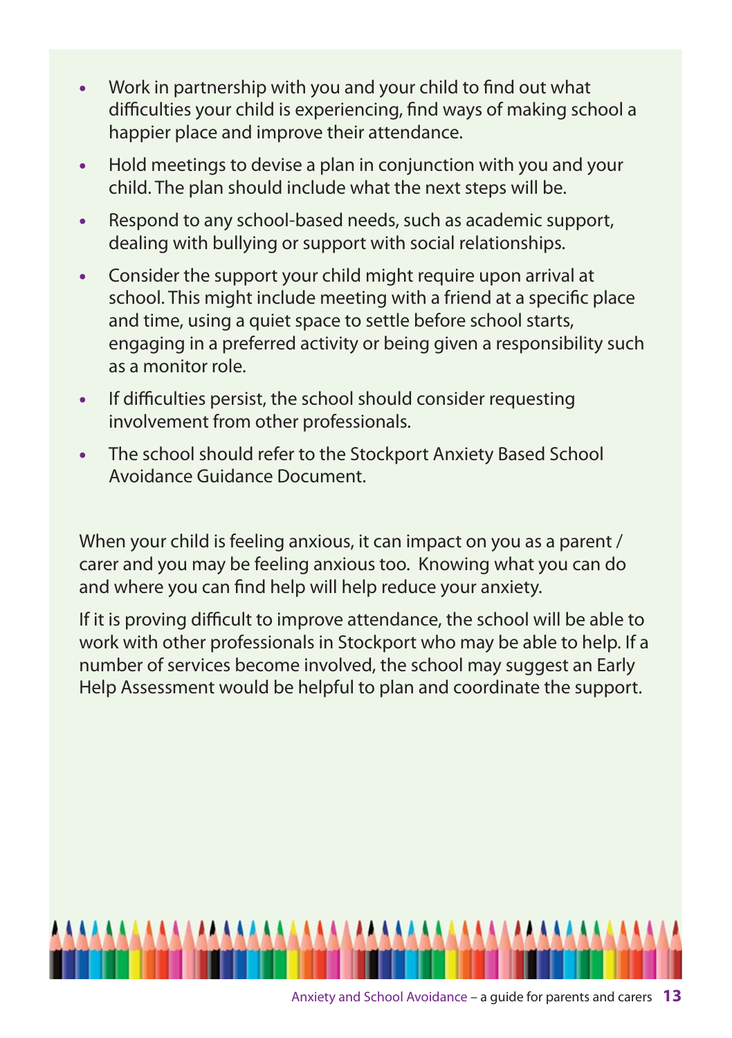- Work in partnership with you and your child to find out what difficulties your child is experiencing, find ways of making school a happier place and improve their attendance.
- Hold meetings to devise a plan in conjunction with you and your child. The plan should include what the next steps will be.
- Respond to any school-based needs, such as academic support, dealing with bullying or support with social relationships.
- Consider the support your child might require upon arrival at school. This might include meeting with a friend at a specific place and time, using a quiet space to settle before school starts, engaging in a preferred activity or being given a responsibility such as a monitor role.
- If difficulties persist, the school should consider requesting involvement from other professionals.
- The school should refer to the Stockport Anxiety Based School Avoidance Guidance Document.

When your child is feeling anxious, it can impact on you as a parent / carer and you may be feeling anxious too. Knowing what you can do and where you can find help will help reduce your anxiety.

If it is proving difficult to improve attendance, the school will be able to work with other professionals in Stockport who may be able to help. If a number of services become involved, the school may suggest an Early Help Assessment would be helpful to plan and coordinate the support.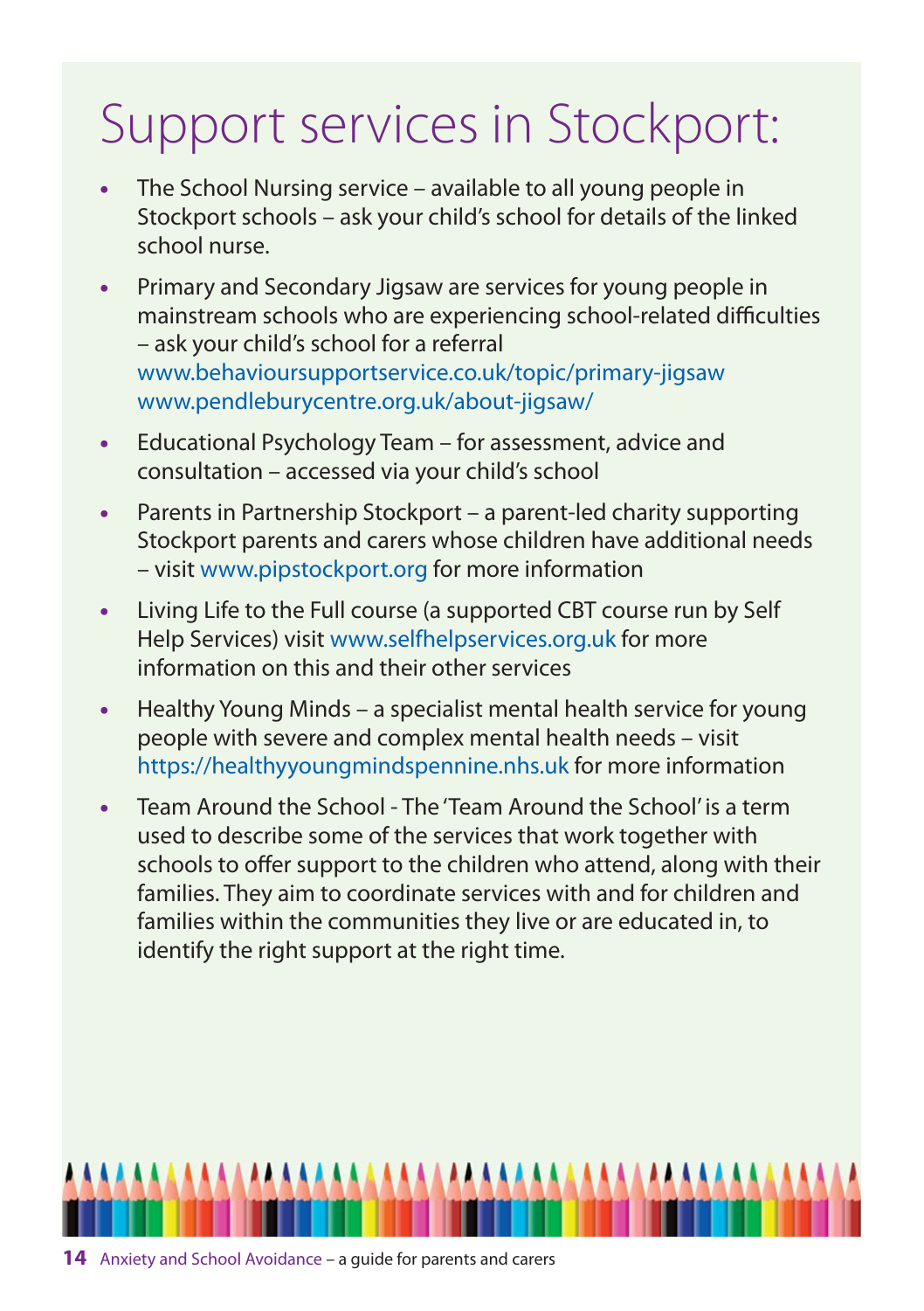# Support services in Stockport:

- The School Nursing service – available to all young people in Stockport schools – ask your child's school for details of the linked school nurse.
- Primary and Secondary Jigsaw are services for young people in mainstream schools who are experiencing school-related difficulties – ask your child's school for a referral www.behavioursupportservice.co.uk/topic/primary-jigsaw www.pendleburycentre.org.uk/about-jigsaw/
- Educational Psychology Team – for assessment, advice and consultation – accessed via your child's school
- Parents in Partnership Stockport – a parent-led charity supporting Stockport parents and carers whose children have additional needs – visit www.pipstockport.org for more information
- Living Life to the Full course (a supported CBT course run by Self Help Services) visit www.selfhelpservices.org.uk for more information on this and their other services
- Healthy Young Minds – a specialist mental health service for young people with severe and complex mental health needs – visit https://healthyyoungmindspennine.nhs.uk for more information
- Team Around the School - The 'Team Around the School' is a term used to describe some of the services that work together with schools to offer support to the children who attend, along with their families. They aim to coordinate services with and for children and families within the communities they live or are educated in, to identify the right support at the right time.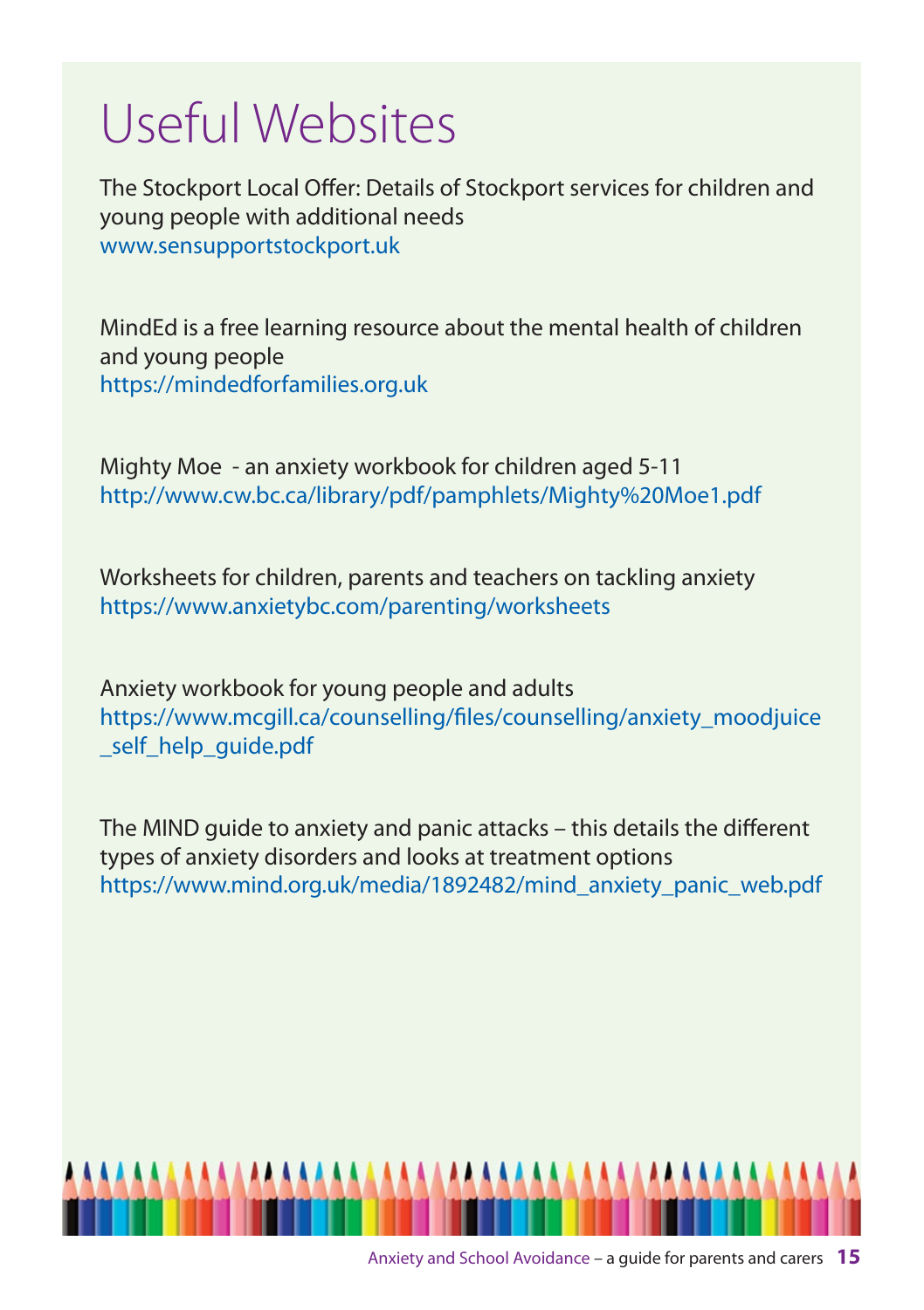# Useful Websites

The Stockport Local Offer: Details of Stockport services for children and young people with additional needs
www.sensupportstockport.uk

MindEd is a free learning resource about the mental health of children and young people
https://mindedforfamilies.org.uk

Mighty Moe - an anxiety workbook for children aged 5-11
http://www.cw.bc.ca/library/pdf/pamphlets/Mighty%20Moe1.pdf

Worksheets for children, parents and teachers on tackling anxiety
https://www.anxietybc.com/parenting/worksheets

Anxiety workbook for young people and adults
https://www.mcgill.ca/counselling/files/counselling/anxiety_moodjuice_self_help_guide.pdf

The MIND guide to anxiety and panic attacks – this details the different types of anxiety disorders and looks at treatment options
https://www.mind.org.uk/media/1892482/mind_anxiety_panic_web.pdf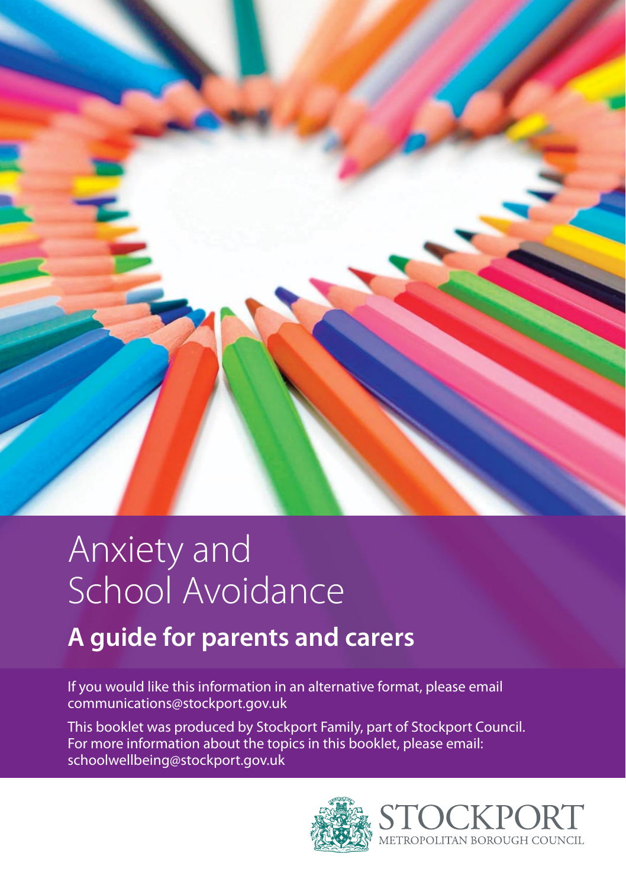# Anxiety and School Avoidance

## A guide for parents and carers

If you would like this information in an alternative format, please email communications@stockport.gov.uk

This booklet was produced by Stockport Family, part of Stockport Council. For more information about the topics in this booklet, please email: schoolwellbeing@stockport.gov.uk

STOCKPORT
METROPOLITAN BOROUGH COUNCIL